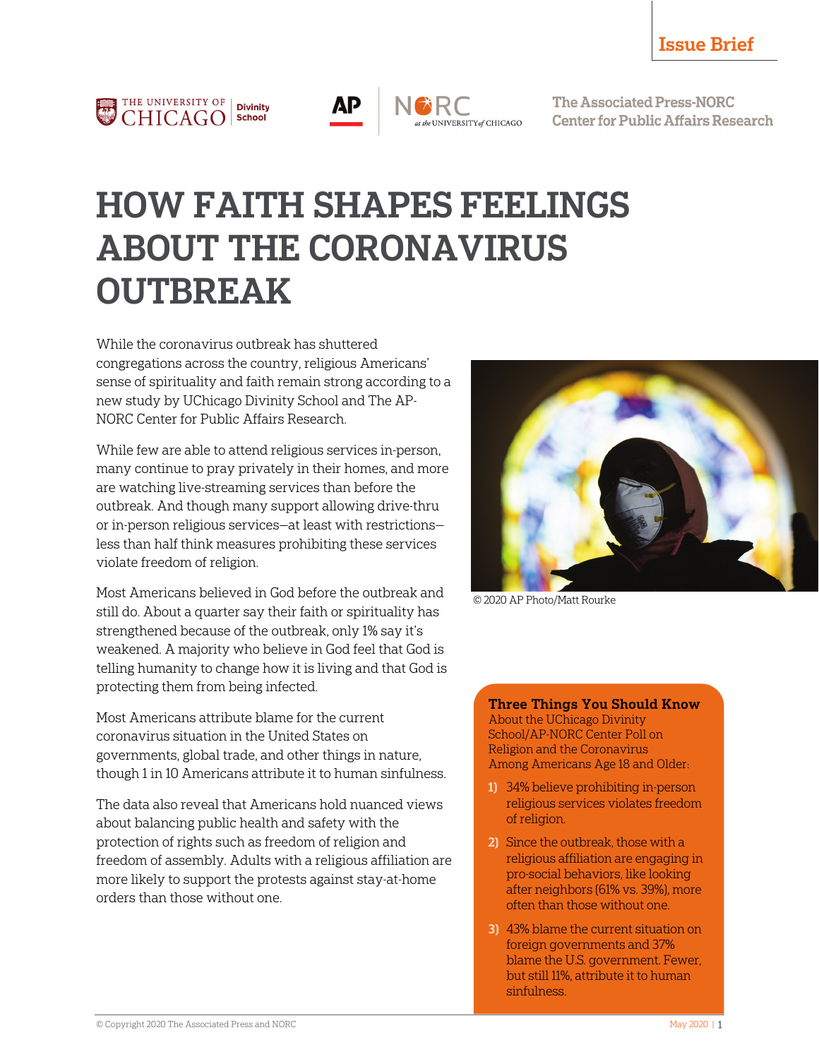Issue Brief

The Associated Press-NORC Center for Public Affairs Research

# HOW FAITH SHAPES FEELINGS ABOUT THE CORONAVIRUS OUTBREAK

While the coronavirus outbreak has shuttered congregations across the country, religious Americans' sense of spirituality and faith remain strong according to a new study by UChicago Divinity School and The AP-NORC Center for Public Affairs Research.

While few are able to attend religious services in-person, many continue to pray privately in their homes, and more are watching live-streaming services than before the outbreak. And though many support allowing drive-thru or in-person religious services—at least with restrictions—less than half think measures prohibiting these services violate freedom of religion.

Most Americans believed in God before the outbreak and still do. About a quarter say their faith or spirituality has strengthened because of the outbreak, only 1% say it's weakened. A majority who believe in God feel that God is telling humanity to change how it is living and that God is protecting them from being infected.

Most Americans attribute blame for the current coronavirus situation in the United States on governments, global trade, and other things in nature, though 1 in 10 Americans attribute it to human sinfulness.

The data also reveal that Americans hold nuanced views about balancing public health and safety with the protection of rights such as freedom of religion and freedom of assembly. Adults with a religious affiliation are more likely to support the protests against stay-at-home orders than those without one.

© 2020 AP Photo/Matt Rourke

**Three Things You Should Know**
About the UChicago Divinity School/AP-NORC Center Poll on Religion and the Coronavirus Among Americans Age 18 and Older:

1) 34% believe prohibiting in-person religious services violates freedom of religion.
2) Since the outbreak, those with a religious affiliation are engaging in pro-social behaviors, like looking after neighbors (61% vs. 39%), more often than those without one.
3) 43% blame the current situation on foreign governments and 37% blame the U.S. government. Fewer, but still 11%, attribute it to human sinfulness.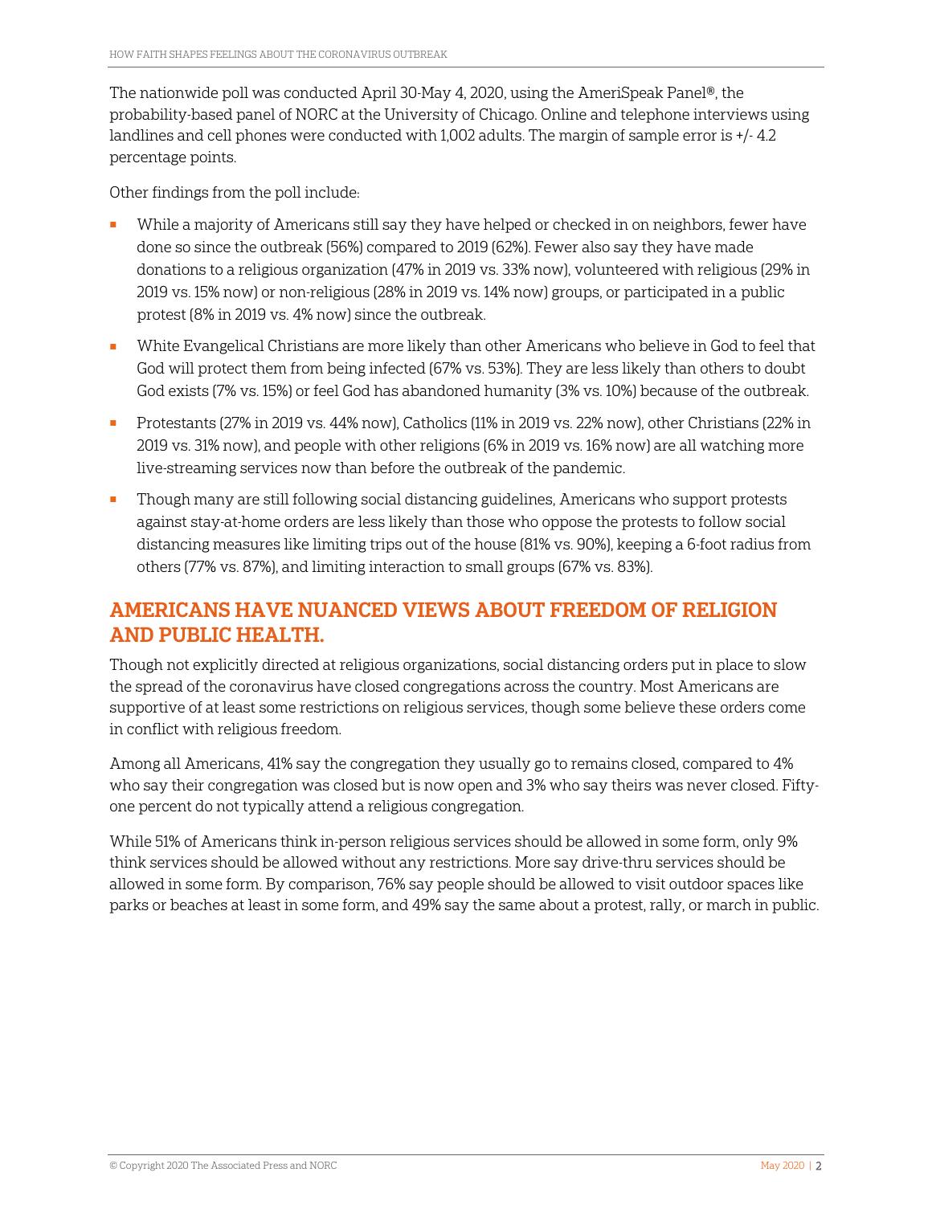The nationwide poll was conducted April 30-May 4, 2020, using the AmeriSpeak Panel®, the probability-based panel of NORC at the University of Chicago. Online and telephone interviews using landlines and cell phones were conducted with 1,002 adults. The margin of sample error is +/- 4.2 percentage points.

Other findings from the poll include:

- While a majority of Americans still say they have helped or checked in on neighbors, fewer have done so since the outbreak (56%) compared to 2019 (62%). Fewer also say they have made donations to a religious organization (47% in 2019 vs. 33% now), volunteered with religious (29% in 2019 vs. 15% now) or non-religious (28% in 2019 vs. 14% now) groups, or participated in a public protest (8% in 2019 vs. 4% now) since the outbreak.
- White Evangelical Christians are more likely than other Americans who believe in God to feel that God will protect them from being infected (67% vs. 53%). They are less likely than others to doubt God exists (7% vs. 15%) or feel God has abandoned humanity (3% vs. 10%) because of the outbreak.
- Protestants (27% in 2019 vs. 44% now), Catholics (11% in 2019 vs. 22% now), other Christians (22% in 2019 vs. 31% now), and people with other religions (6% in 2019 vs. 16% now) are all watching more live-streaming services now than before the outbreak of the pandemic.
- Though many are still following social distancing guidelines, Americans who support protests against stay-at-home orders are less likely than those who oppose the protests to follow social distancing measures like limiting trips out of the house (81% vs. 90%), keeping a 6-foot radius from others (77% vs. 87%), and limiting interaction to small groups (67% vs. 83%).

## AMERICANS HAVE NUANCED VIEWS ABOUT FREEDOM OF RELIGION AND PUBLIC HEALTH.

Though not explicitly directed at religious organizations, social distancing orders put in place to slow the spread of the coronavirus have closed congregations across the country. Most Americans are supportive of at least some restrictions on religious services, though some believe these orders come in conflict with religious freedom.

Among all Americans, 41% say the congregation they usually go to remains closed, compared to 4% who say their congregation was closed but is now open and 3% who say theirs was never closed. Fifty-one percent do not typically attend a religious congregation.

While 51% of Americans think in-person religious services should be allowed in some form, only 9% think services should be allowed without any restrictions. More say drive-thru services should be allowed in some form. By comparison, 76% say people should be allowed to visit outdoor spaces like parks or beaches at least in some form, and 49% say the same about a protest, rally, or march in public.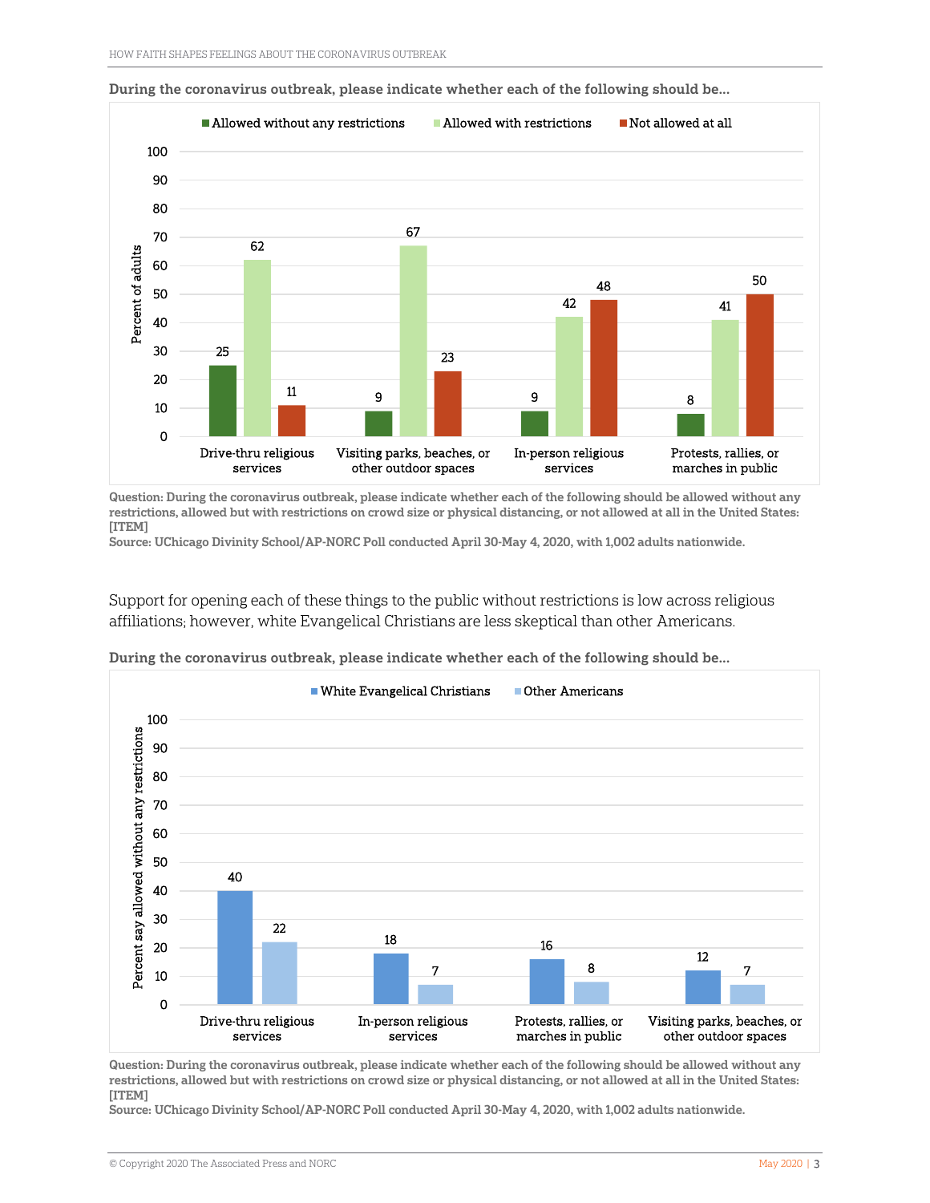**During the coronavirus outbreak, please indicate whether each of the following should be…**

| | Allowed without any restrictions | Allowed with restrictions | Not allowed at all |
|---|---|---|---|
| Drive-thru religious services | 25 | 62 | 11 |
| Visiting parks, beaches, or other outdoor spaces | 9 | 67 | 23 |
| In-person religious services | 9 | 42 | 48 |
| Protests, rallies, or marches in public | 8 | 41 | 50 |

Percent of adults

**Question: During the coronavirus outbreak, please indicate whether each of the following should be allowed without any restrictions, allowed but with restrictions on crowd size or physical distancing, or not allowed at all in the United States: [ITEM]**

**Source: UChicago Divinity School/AP-NORC Poll conducted April 30-May 4, 2020, with 1,002 adults nationwide.**

Support for opening each of these things to the public without restrictions is low across religious affiliations; however, white Evangelical Christians are less skeptical than other Americans.

**During the coronavirus outbreak, please indicate whether each of the following should be…**

| | White Evangelical Christians | Other Americans |
|---|---|---|
| Drive-thru religious services | 40 | 22 |
| In-person religious services | 18 | 7 |
| Protests, rallies, or marches in public | 16 | 8 |
| Visiting parks, beaches, or other outdoor spaces | 12 | 7 |

Percent say allowed without any restrictions

**Question: During the coronavirus outbreak, please indicate whether each of the following should be allowed without any restrictions, allowed but with restrictions on crowd size or physical distancing, or not allowed at all in the United States: [ITEM]**

**Source: UChicago Divinity School/AP-NORC Poll conducted April 30-May 4, 2020, with 1,002 adults nationwide.**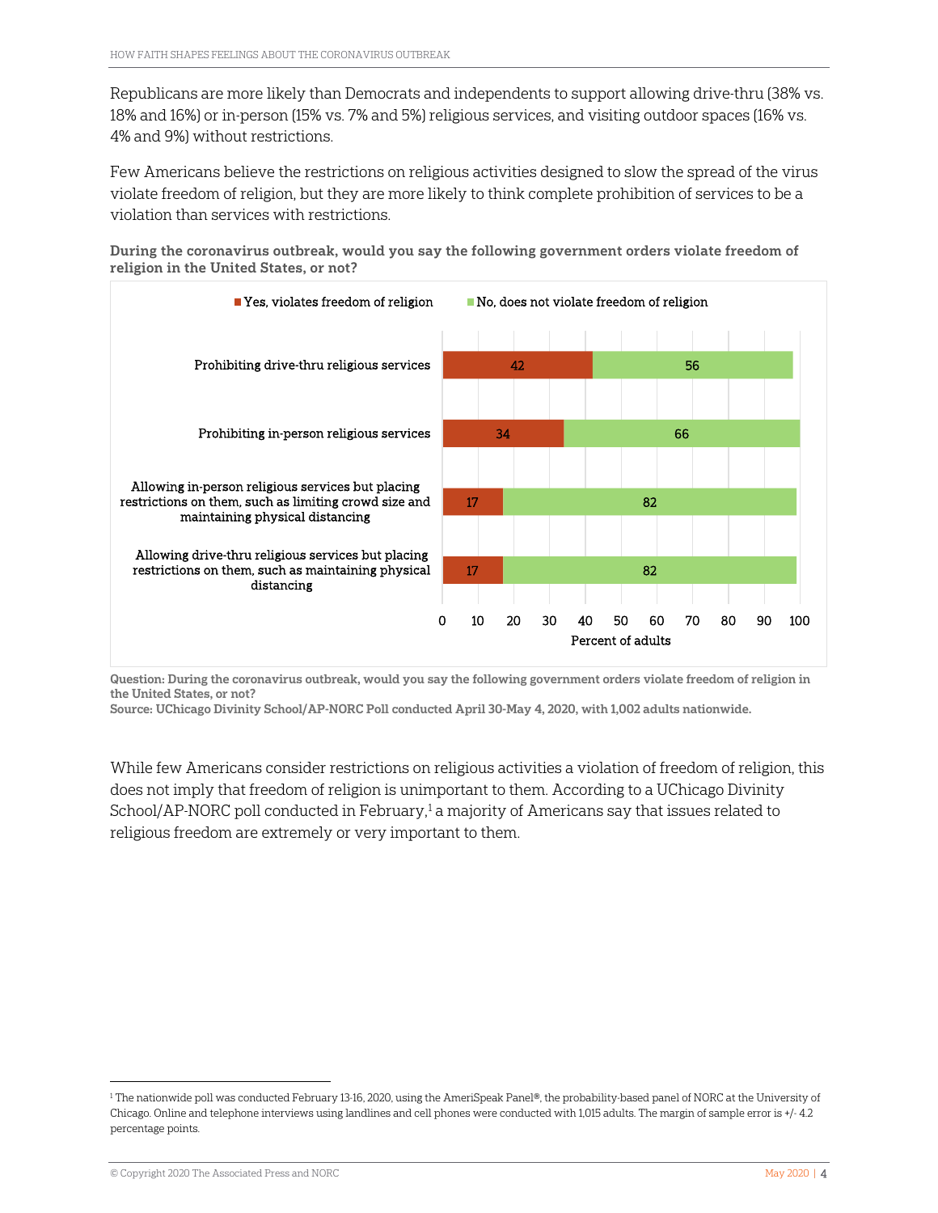Republicans are more likely than Democrats and independents to support allowing drive-thru (38% vs. 18% and 16%) or in-person (15% vs. 7% and 5%) religious services, and visiting outdoor spaces (16% vs. 4% and 9%) without restrictions.

Few Americans believe the restrictions on religious activities designed to slow the spread of the virus violate freedom of religion, but they are more likely to think complete prohibition of services to be a violation than services with restrictions.

**During the coronavirus outbreak, would you say the following government orders violate freedom of religion in the United States, or not?**

| | Yes, violates freedom of religion | No, does not violate freedom of religion |
|---|---|---|
| Prohibiting drive-thru religious services | 42 | 56 |
| Prohibiting in-person religious services | 34 | 66 |
| Allowing in-person religious services but placing restrictions on them, such as limiting crowd size and maintaining physical distancing | 17 | 82 |
| Allowing drive-thru religious services but placing restrictions on them, such as maintaining physical distancing | 17 | 82 |

Percent of adults

**Question: During the coronavirus outbreak, would you say the following government orders violate freedom of religion in the United States, or not?**
**Source: UChicago Divinity School/AP-NORC Poll conducted April 30-May 4, 2020, with 1,002 adults nationwide.**

While few Americans consider restrictions on religious activities a violation of freedom of religion, this does not imply that freedom of religion is unimportant to them. According to a UChicago Divinity School/AP-NORC poll conducted in February,[1] a majority of Americans say that issues related to religious freedom are extremely or very important to them.

[1] The nationwide poll was conducted February 13-16, 2020, using the AmeriSpeak Panel®, the probability-based panel of NORC at the University of Chicago. Online and telephone interviews using landlines and cell phones were conducted with 1,015 adults. The margin of sample error is +/- 4.2 percentage points.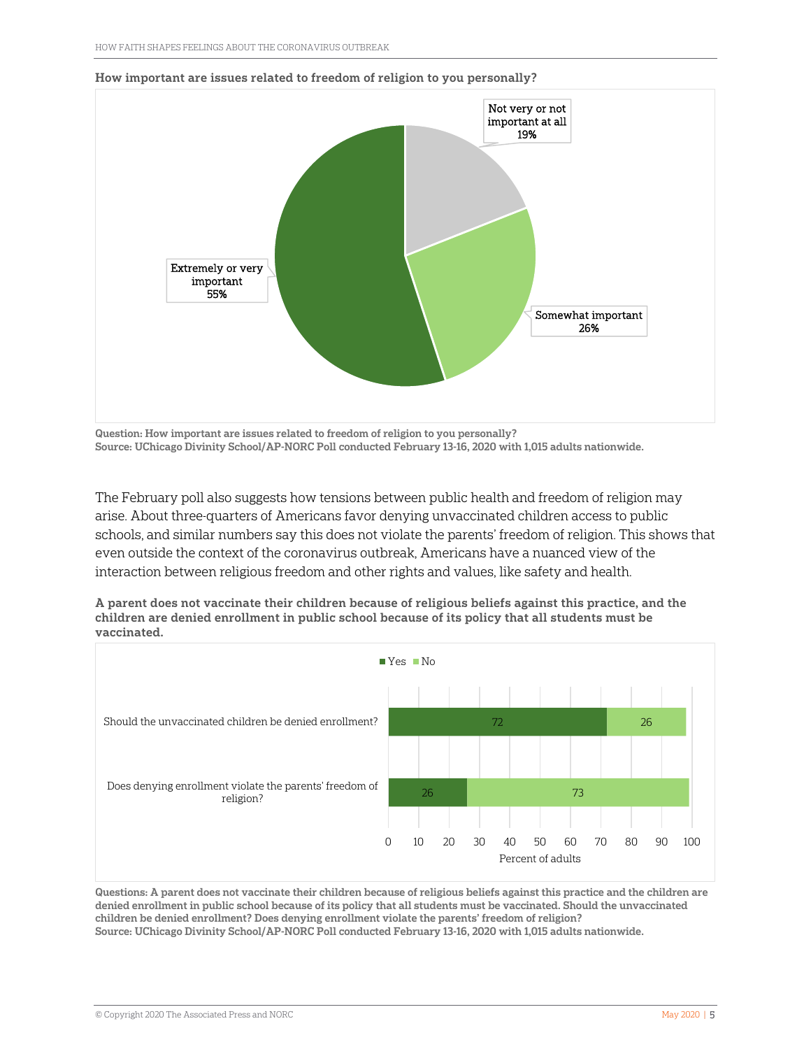**How important are issues related to freedom of religion to you personally?**

| Response | Percent |
| --- | --- |
| Extremely or very important | 55% |
| Somewhat important | 26% |
| Not very or not important at all | 19% |

**Question: How important are issues related to freedom of religion to you personally?**
**Source: UChicago Divinity School/AP-NORC Poll conducted February 13-16, 2020 with 1,015 adults nationwide.**

The February poll also suggests how tensions between public health and freedom of religion may arise. About three-quarters of Americans favor denying unvaccinated children access to public schools, and similar numbers say this does not violate the parents' freedom of religion. This shows that even outside the context of the coronavirus outbreak, Americans have a nuanced view of the interaction between religious freedom and other rights and values, like safety and health.

**A parent does not vaccinate their children because of religious beliefs against this practice, and the children are denied enrollment in public school because of its policy that all students must be vaccinated.**

| | Yes | No |
| --- | --- | --- |
| Should the unvaccinated children be denied enrollment? | 72 | 26 |
| Does denying enrollment violate the parents' freedom of religion? | 26 | 73 |

Percent of adults

**Questions: A parent does not vaccinate their children because of religious beliefs against this practice and the children are denied enrollment in public school because of its policy that all students must be vaccinated. Should the unvaccinated children be denied enrollment? Does denying enrollment violate the parents' freedom of religion?**
**Source: UChicago Divinity School/AP-NORC Poll conducted February 13-16, 2020 with 1,015 adults nationwide.**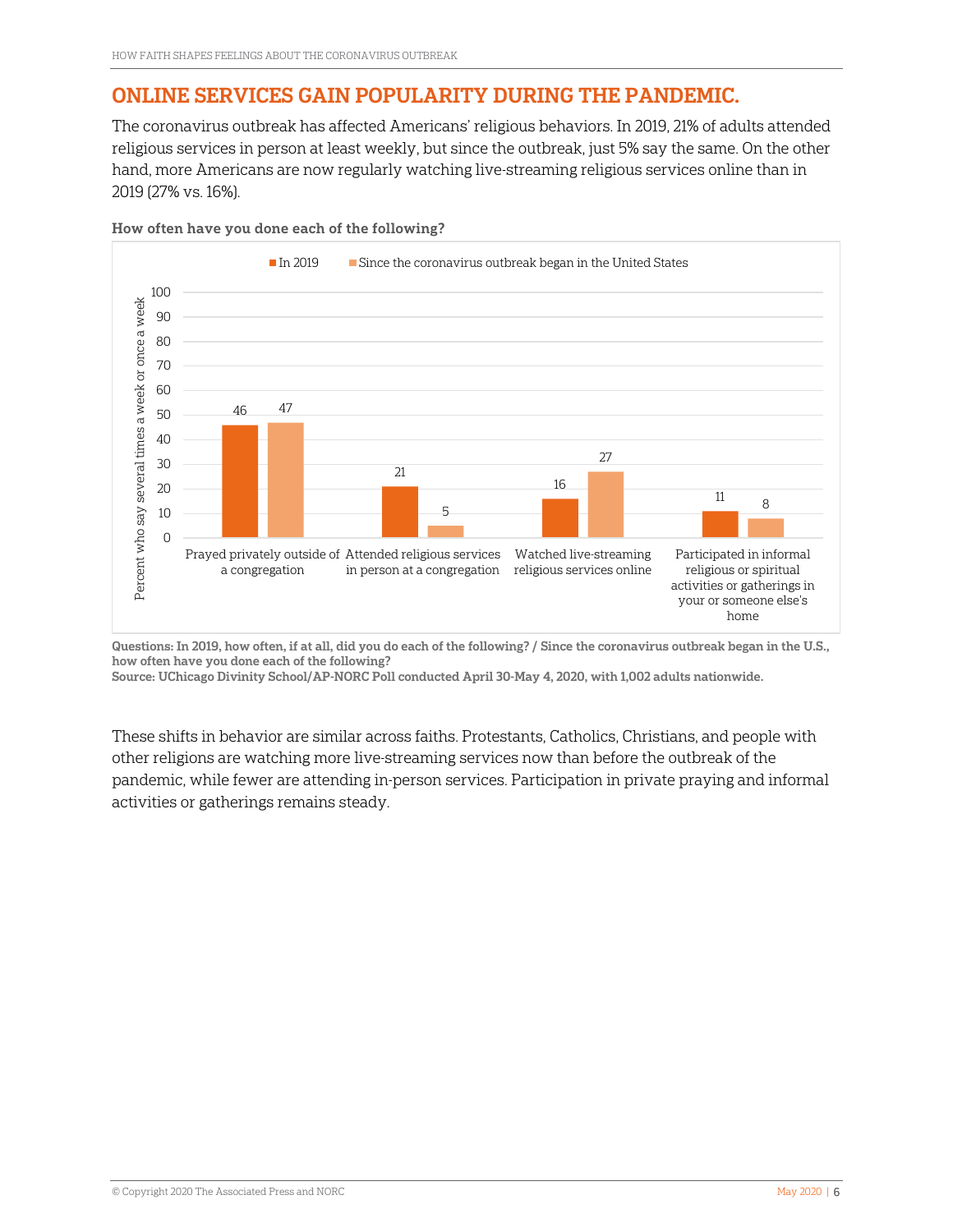## ONLINE SERVICES GAIN POPULARITY DURING THE PANDEMIC.

The coronavirus outbreak has affected Americans' religious behaviors. In 2019, 21% of adults attended religious services in person at least weekly, but since the outbreak, just 5% say the same. On the other hand, more Americans are now regularly watching live-streaming religious services online than in 2019 (27% vs. 16%).

**How often have you done each of the following?**

Percent who say several times a week or once a week

| | In 2019 | Since the coronavirus outbreak began in the United States |
|---|---|---|
| Prayed privately outside of a congregation | 46 | 47 |
| Attended religious services in person at a congregation | 21 | 5 |
| Watched live-streaming religious services online | 16 | 27 |
| Participated in informal religious or spiritual activities or gatherings in your or someone else's home | 11 | 8 |

**Questions: In 2019, how often, if at all, did you do each of the following? / Since the coronavirus outbreak began in the U.S., how often have you done each of the following?**
**Source: UChicago Divinity School/AP-NORC Poll conducted April 30-May 4, 2020, with 1,002 adults nationwide.**

These shifts in behavior are similar across faiths. Protestants, Catholics, Christians, and people with other religions are watching more live-streaming services now than before the outbreak of the pandemic, while fewer are attending in-person services. Participation in private praying and informal activities or gatherings remains steady.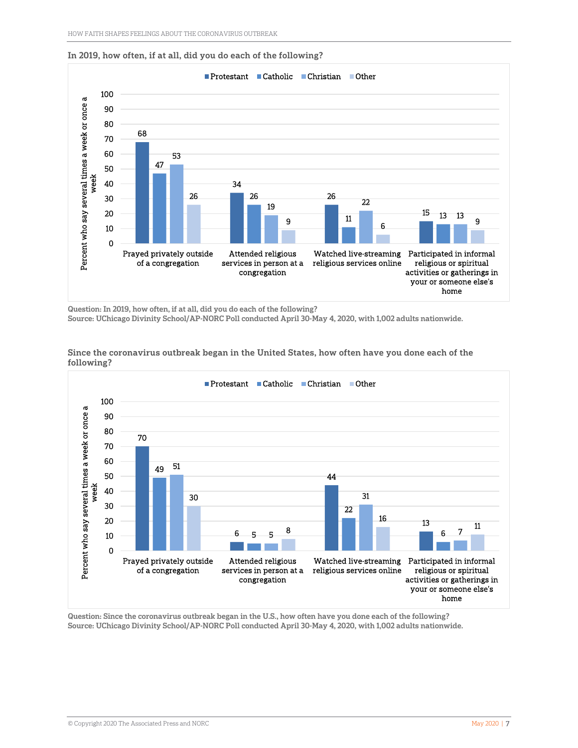**In 2019, how often, if at all, did you do each of the following?**

Percent who say several times a week or once a week

| | Protestant | Catholic | Christian | Other |
|---|---|---|---|---|
| Prayed privately outside of a congregation | 68 | 47 | 53 | 26 |
| Attended religious services in person at a congregation | 34 | 26 | 19 | 9 |
| Watched live-streaming religious services online | 26 | 11 | 22 | 6 |
| Participated in informal religious or spiritual activities or gatherings in your or someone else's home | 15 | 13 | 13 | 9 |

Question: In 2019, how often, if at all, did you do each of the following?
Source: UChicago Divinity School/AP-NORC Poll conducted April 30-May 4, 2020, with 1,002 adults nationwide.

**Since the coronavirus outbreak began in the United States, how often have you done each of the following?**

Percent who say several times a week or once a week

| | Protestant | Catholic | Christian | Other |
|---|---|---|---|---|
| Prayed privately outside of a congregation | 70 | 49 | 51 | 30 |
| Attended religious services in person at a congregation | 6 | 5 | 5 | 8 |
| Watched live-streaming religious services online | 44 | 22 | 31 | 16 |
| Participated in informal religious or spiritual activities or gatherings in your or someone else's home | 13 | 6 | 7 | 11 |

Question: Since the coronavirus outbreak began in the U.S., how often have you done each of the following?
Source: UChicago Divinity School/AP-NORC Poll conducted April 30-May 4, 2020, with 1,002 adults nationwide.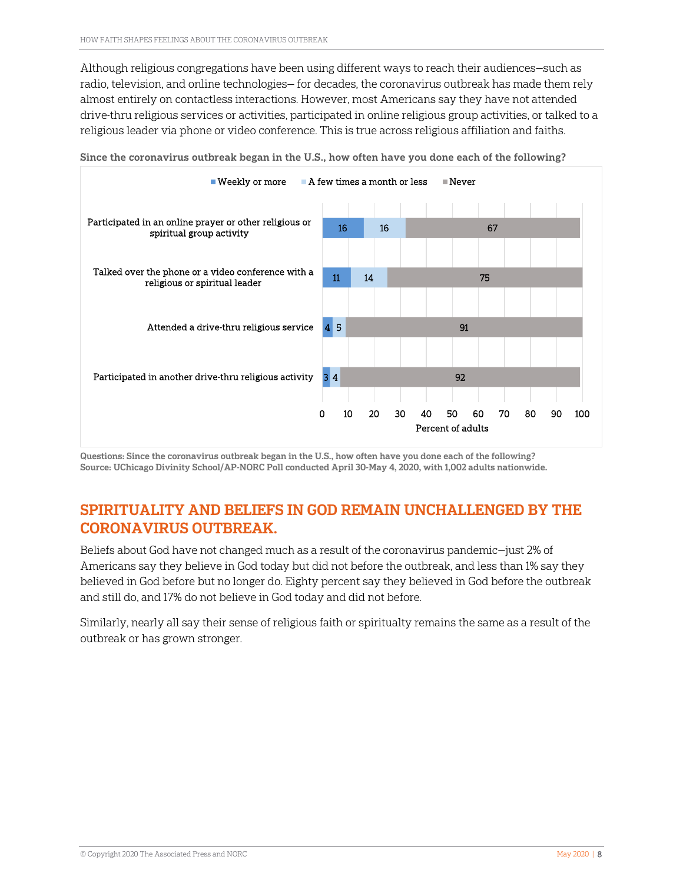Although religious congregations have been using different ways to reach their audiences—such as radio, television, and online technologies— for decades, the coronavirus outbreak has made them rely almost entirely on contactless interactions. However, most Americans say they have not attended drive-thru religious services or activities, participated in online religious group activities, or talked to a religious leader via phone or video conference. This is true across religious affiliation and faiths.

**Since the coronavirus outbreak began in the U.S., how often have you done each of the following?**

| | Weekly or more | A few times a month or less | Never |
|---|---|---|---|
| Participated in an online prayer or other religious or spiritual group activity | 16 | 16 | 67 |
| Talked over the phone or a video conference with a religious or spiritual leader | 11 | 14 | 75 |
| Attended a drive-thru religious service | 4 | 5 | 91 |
| Participated in another drive-thru religious activity | 3 | 4 | 92 |

Percent of adults

**Questions: Since the coronavirus outbreak began in the U.S., how often have you done each of the following?**
**Source: UChicago Divinity School/AP-NORC Poll conducted April 30-May 4, 2020, with 1,002 adults nationwide.**

## SPIRITUALITY AND BELIEFS IN GOD REMAIN UNCHALLENGED BY THE CORONAVIRUS OUTBREAK.

Beliefs about God have not changed much as a result of the coronavirus pandemic—just 2% of Americans say they believe in God today but did not before the outbreak, and less than 1% say they believed in God before but no longer do. Eighty percent say they believed in God before the outbreak and still do, and 17% do not believe in God today and did not before.

Similarly, nearly all say their sense of religious faith or spiritualty remains the same as a result of the outbreak or has grown stronger.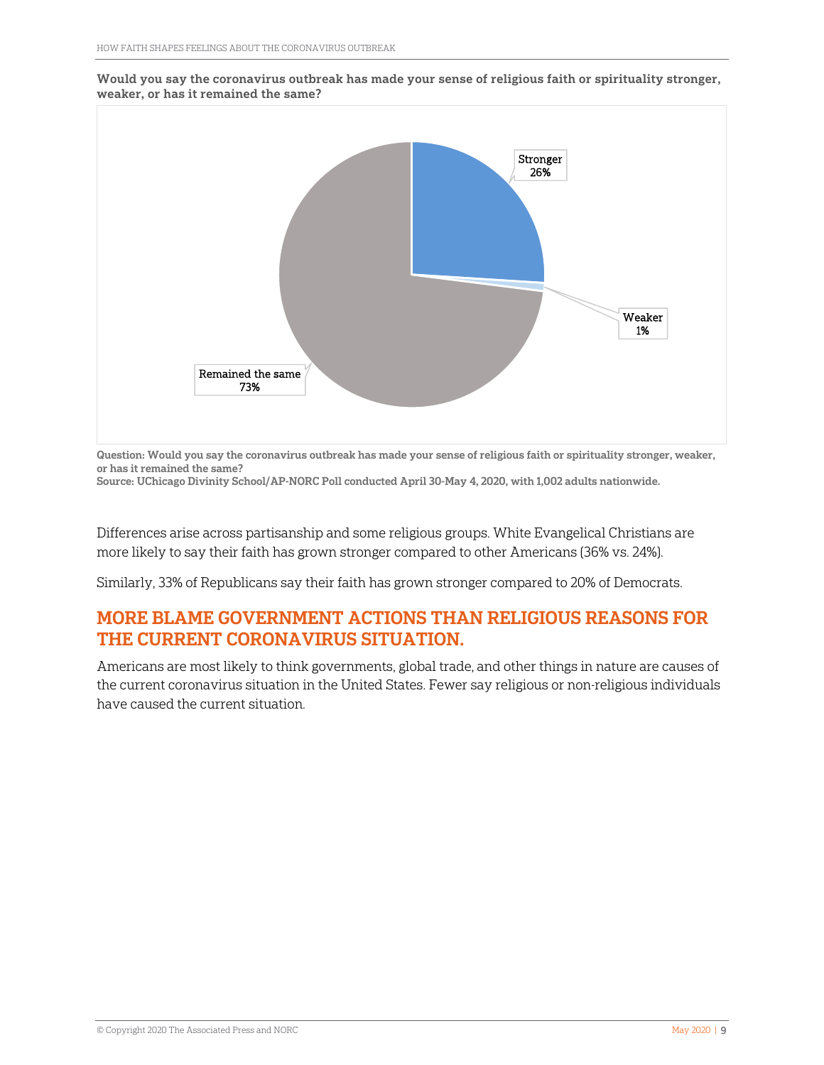**Would you say the coronavirus outbreak has made your sense of religious faith or spirituality stronger, weaker, or has it remained the same?**

Stronger 26%

Weaker 1%

Remained the same 73%

**Question: Would you say the coronavirus outbreak has made your sense of religious faith or spirituality stronger, weaker, or has it remained the same?**
**Source: UChicago Divinity School/AP-NORC Poll conducted April 30-May 4, 2020, with 1,002 adults nationwide.**

Differences arise across partisanship and some religious groups. White Evangelical Christians are more likely to say their faith has grown stronger compared to other Americans (36% vs. 24%).

Similarly, 33% of Republicans say their faith has grown stronger compared to 20% of Democrats.

## MORE BLAME GOVERNMENT ACTIONS THAN RELIGIOUS REASONS FOR THE CURRENT CORONAVIRUS SITUATION.

Americans are most likely to think governments, global trade, and other things in nature are causes of the current coronavirus situation in the United States. Fewer say religious or non-religious individuals have caused the current situation.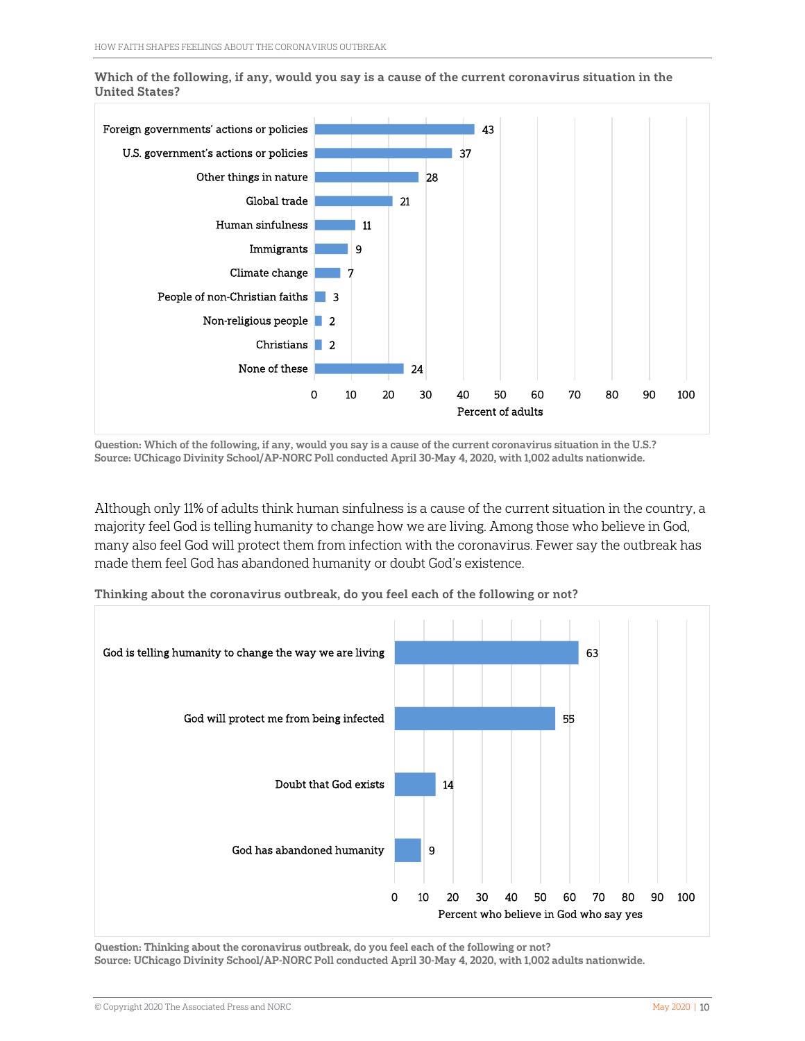**Which of the following, if any, would you say is a cause of the current coronavirus situation in the United States?**

| Cause | Percent of adults |
|---|---|
| Foreign governments' actions or policies | 43 |
| U.S. government's actions or policies | 37 |
| Other things in nature | 28 |
| Global trade | 21 |
| Human sinfulness | 11 |
| Immigrants | 9 |
| Climate change | 7 |
| People of non-Christian faiths | 3 |
| Non-religious people | 2 |
| Christians | 2 |
| None of these | 24 |

**Question: Which of the following, if any, would you say is a cause of the current coronavirus situation in the U.S.?**
**Source: UChicago Divinity School/AP-NORC Poll conducted April 30-May 4, 2020, with 1,002 adults nationwide.**

Although only 11% of adults think human sinfulness is a cause of the current situation in the country, a majority feel God is telling humanity to change how we are living. Among those who believe in God, many also feel God will protect them from infection with the coronavirus. Fewer say the outbreak has made them feel God has abandoned humanity or doubt God's existence.

**Thinking about the coronavirus outbreak, do you feel each of the following or not?**

| Feeling | Percent who believe in God who say yes |
|---|---|
| God is telling humanity to change the way we are living | 63 |
| God will protect me from being infected | 55 |
| Doubt that God exists | 14 |
| God has abandoned humanity | 9 |

**Question: Thinking about the coronavirus outbreak, do you feel each of the following or not?**
**Source: UChicago Divinity School/AP-NORC Poll conducted April 30-May 4, 2020, with 1,002 adults nationwide.**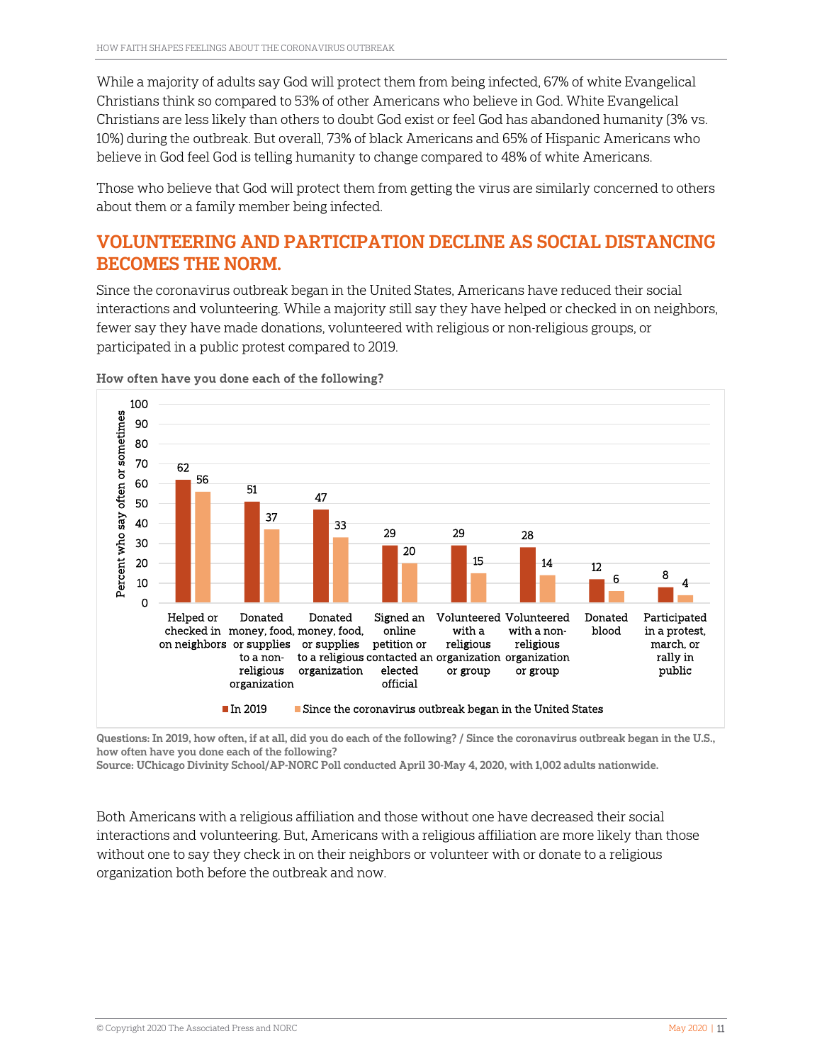While a majority of adults say God will protect them from being infected, 67% of white Evangelical Christians think so compared to 53% of other Americans who believe in God. White Evangelical Christians are less likely than others to doubt God exist or feel God has abandoned humanity (3% vs. 10%) during the outbreak. But overall, 73% of black Americans and 65% of Hispanic Americans who believe in God feel God is telling humanity to change compared to 48% of white Americans.

Those who believe that God will protect them from getting the virus are similarly concerned to others about them or a family member being infected.

## VOLUNTEERING AND PARTICIPATION DECLINE AS SOCIAL DISTANCING BECOMES THE NORM.

Since the coronavirus outbreak began in the United States, Americans have reduced their social interactions and volunteering. While a majority still say they have helped or checked in on neighbors, fewer say they have made donations, volunteered with religious or non-religious groups, or participated in a public protest compared to 2019.

**How often have you done each of the following?**

Percent who say often or sometimes

| | In 2019 | Since the coronavirus outbreak began in the United States |
|---|---|---|
| Helped or checked in on neighbors | 62 | 56 |
| Donated money, food, or supplies to a non-religious organization | 51 | 37 |
| Donated money, food, or supplies to a religious organization | 47 | 33 |
| Signed an online petition or contacted an elected official | 29 | 20 |
| Volunteered with a religious organization or group | 29 | 15 |
| Volunteered with a non-religious organization or group | 28 | 14 |
| Donated blood | 12 | 6 |
| Participated in a protest, march, or rally in public | 8 | 4 |

Questions: In 2019, how often, if at all, did you do each of the following? / Since the coronavirus outbreak began in the U.S., how often have you done each of the following?
Source: UChicago Divinity School/AP-NORC Poll conducted April 30-May 4, 2020, with 1,002 adults nationwide.

Both Americans with a religious affiliation and those without one have decreased their social interactions and volunteering. But, Americans with a religious affiliation are more likely than those without one to say they check in on their neighbors or volunteer with or donate to a religious organization both before the outbreak and now.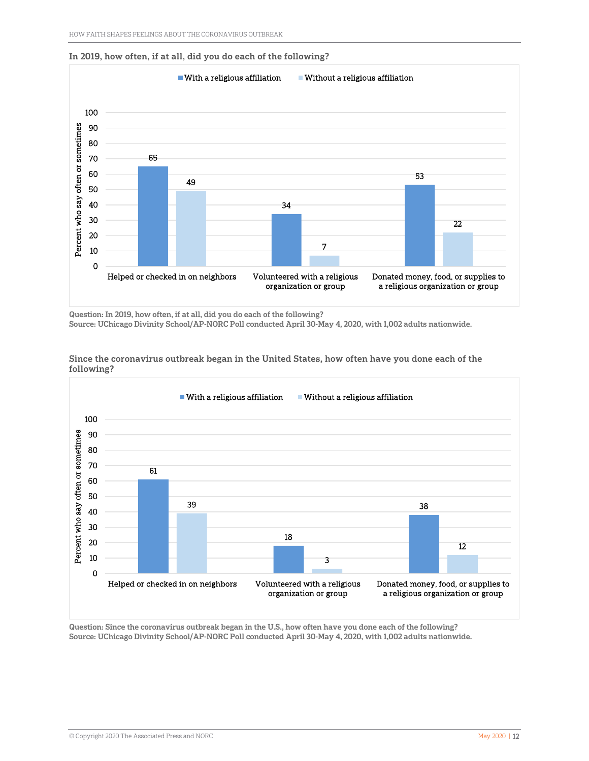**In 2019, how often, if at all, did you do each of the following?**

Percent who say often or sometimes

| | With a religious affiliation | Without a religious affiliation |
|---|---|---|
| Helped or checked in on neighbors | 65 | 49 |
| Volunteered with a religious organization or group | 34 | 7 |
| Donated money, food, or supplies to a religious organization or group | 53 | 22 |

Question: In 2019, how often, if at all, did you do each of the following?
Source: UChicago Divinity School/AP-NORC Poll conducted April 30-May 4, 2020, with 1,002 adults nationwide.

**Since the coronavirus outbreak began in the United States, how often have you done each of the following?**

Percent who say often or sometimes

| | With a religious affiliation | Without a religious affiliation |
|---|---|---|
| Helped or checked in on neighbors | 61 | 39 |
| Volunteered with a religious organization or group | 18 | 3 |
| Donated money, food, or supplies to a religious organization or group | 38 | 12 |

Question: Since the coronavirus outbreak began in the U.S., how often have you done each of the following?
Source: UChicago Divinity School/AP-NORC Poll conducted April 30-May 4, 2020, with 1,002 adults nationwide.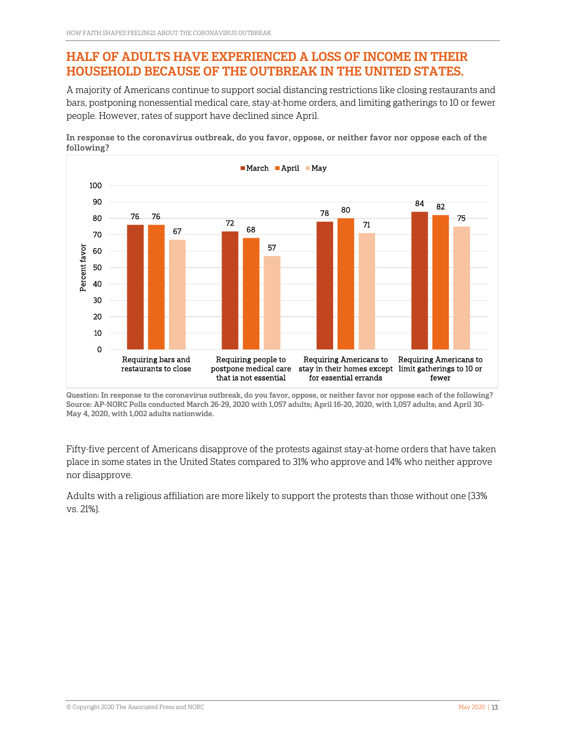## HALF OF ADULTS HAVE EXPERIENCED A LOSS OF INCOME IN THEIR HOUSEHOLD BECAUSE OF THE OUTBREAK IN THE UNITED STATES.

A majority of Americans continue to support social distancing restrictions like closing restaurants and bars, postponing nonessential medical care, stay-at-home orders, and limiting gatherings to 10 or fewer people. However, rates of support have declined since April.

**In response to the coronavirus outbreak, do you favor, oppose, or neither favor nor oppose each of the following?**

| Percent favor | March | April | May |
|---|---|---|---|
| Requiring bars and restaurants to close | 76 | 76 | 67 |
| Requiring people to postpone medical care that is not essential | 72 | 68 | 57 |
| Requiring Americans to stay in their homes except for essential errands | 78 | 80 | 71 |
| Requiring Americans to limit gatherings to 10 or fewer | 84 | 82 | 75 |

**Question: In response to the coronavirus outbreak, do you favor, oppose, or neither favor nor oppose each of the following?**
**Source: AP-NORC Polls conducted March 26-29, 2020 with 1,057 adults; April 16-20, 2020, with 1,057 adults; and April 30-May 4, 2020, with 1,002 adults nationwide.**

Fifty-five percent of Americans disapprove of the protests against stay-at-home orders that have taken place in some states in the United States compared to 31% who approve and 14% who neither approve nor disapprove.

Adults with a religious affiliation are more likely to support the protests than those without one (33% vs. 21%).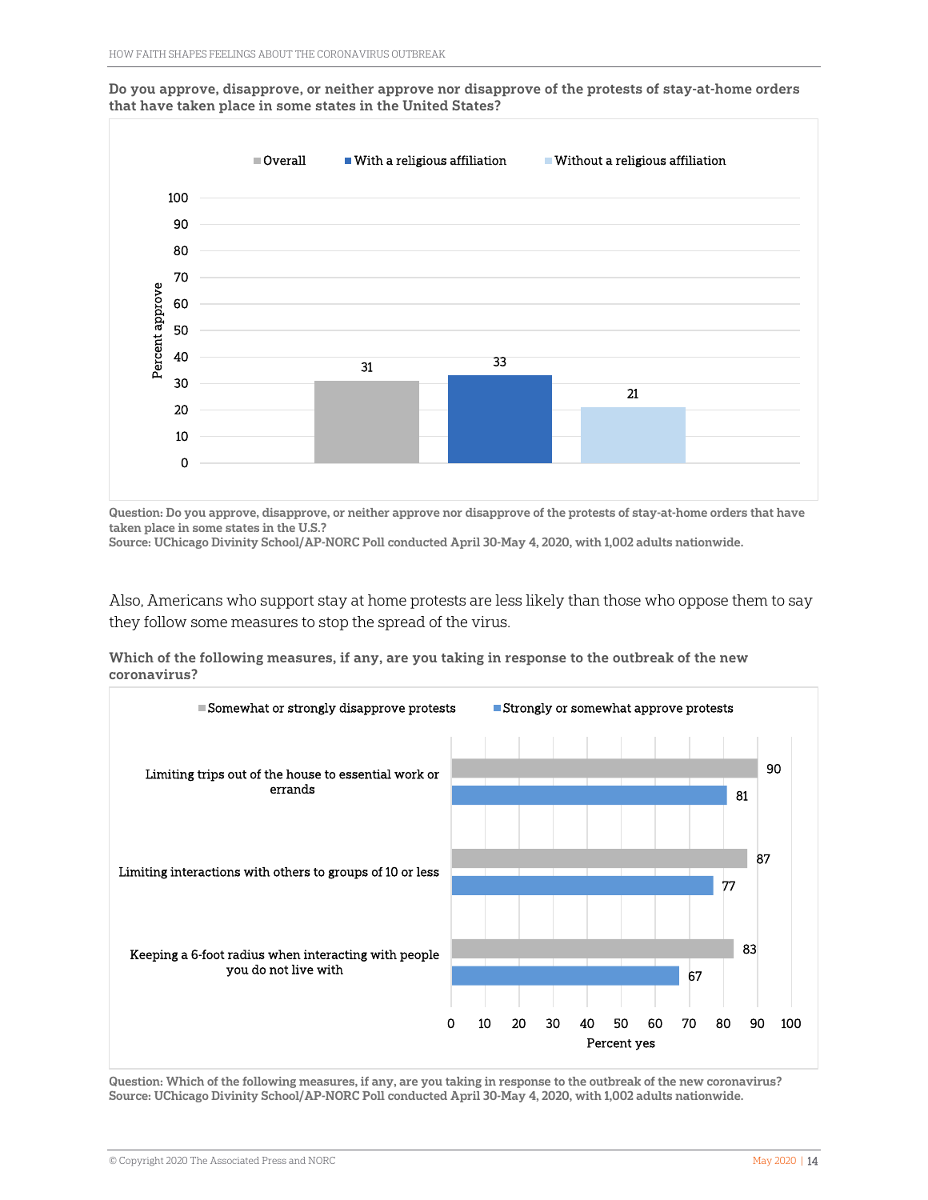**Do you approve, disapprove, or neither approve nor disapprove of the protests of stay-at-home orders that have taken place in some states in the United States?**

| | Percent approve |
|---|---|
| Overall | 31 |
| With a religious affiliation | 33 |
| Without a religious affiliation | 21 |

**Question: Do you approve, disapprove, or neither approve nor disapprove of the protests of stay-at-home orders that have taken place in some states in the U.S.?**
**Source: UChicago Divinity School/AP-NORC Poll conducted April 30-May 4, 2020, with 1,002 adults nationwide.**

Also, Americans who support stay at home protests are less likely than those who oppose them to say they follow some measures to stop the spread of the virus.

**Which of the following measures, if any, are you taking in response to the outbreak of the new coronavirus?**

| Percent yes | Somewhat or strongly disapprove protests | Strongly or somewhat approve protests |
|---|---|---|
| Limiting trips out of the house to essential work or errands | 90 | 81 |
| Limiting interactions with others to groups of 10 or less | 87 | 77 |
| Keeping a 6-foot radius when interacting with people you do not live with | 83 | 67 |

**Question: Which of the following measures, if any, are you taking in response to the outbreak of the new coronavirus?**
**Source: UChicago Divinity School/AP-NORC Poll conducted April 30-May 4, 2020, with 1,002 adults nationwide.**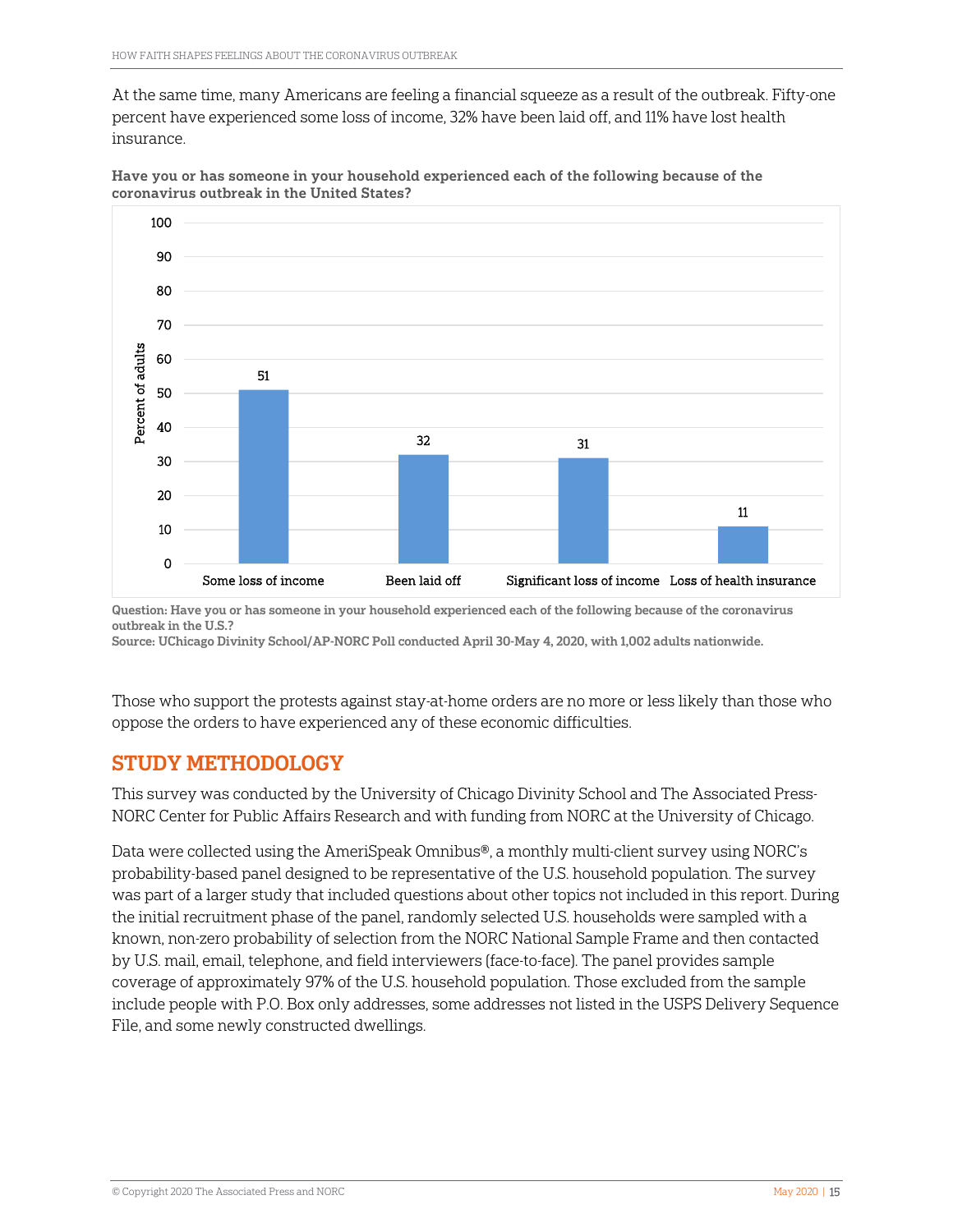At the same time, many Americans are feeling a financial squeeze as a result of the outbreak. Fifty-one percent have experienced some loss of income, 32% have been laid off, and 11% have lost health insurance.

**Have you or has someone in your household experienced each of the following because of the coronavirus outbreak in the United States?**

| | Percent of adults |
|---|---|
| Some loss of income | 51 |
| Been laid off | 32 |
| Significant loss of income | 31 |
| Loss of health insurance | 11 |

**Question: Have you or has someone in your household experienced each of the following because of the coronavirus outbreak in the U.S.?**
**Source: UChicago Divinity School/AP-NORC Poll conducted April 30-May 4, 2020, with 1,002 adults nationwide.**

Those who support the protests against stay-at-home orders are no more or less likely than those who oppose the orders to have experienced any of these economic difficulties.

## STUDY METHODOLOGY

This survey was conducted by the University of Chicago Divinity School and The Associated Press-NORC Center for Public Affairs Research and with funding from NORC at the University of Chicago.

Data were collected using the AmeriSpeak Omnibus®, a monthly multi-client survey using NORC's probability-based panel designed to be representative of the U.S. household population. The survey was part of a larger study that included questions about other topics not included in this report. During the initial recruitment phase of the panel, randomly selected U.S. households were sampled with a known, non-zero probability of selection from the NORC National Sample Frame and then contacted by U.S. mail, email, telephone, and field interviewers (face-to-face). The panel provides sample coverage of approximately 97% of the U.S. household population. Those excluded from the sample include people with P.O. Box only addresses, some addresses not listed in the USPS Delivery Sequence File, and some newly constructed dwellings.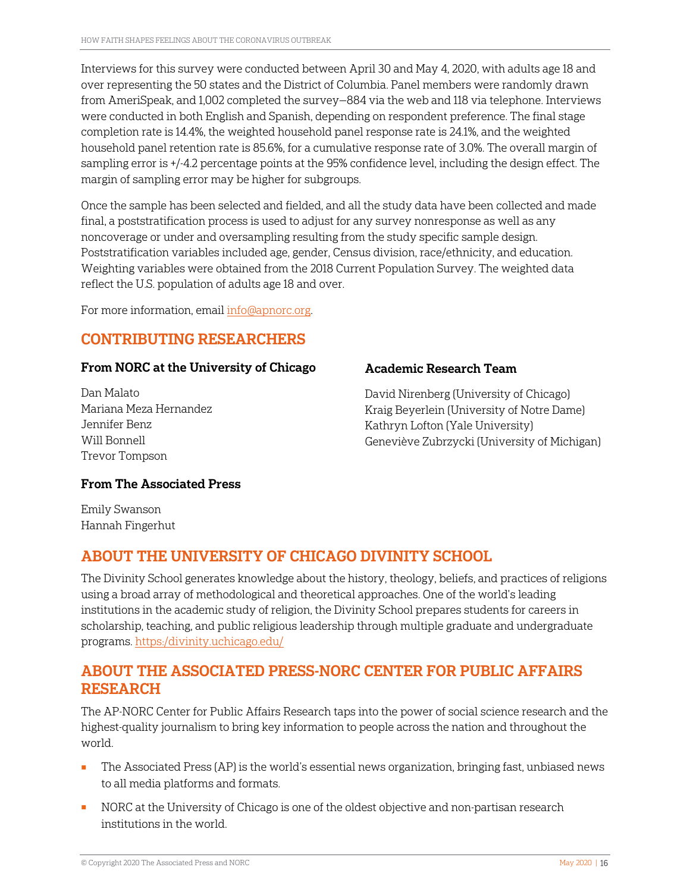Interviews for this survey were conducted between April 30 and May 4, 2020, with adults age 18 and over representing the 50 states and the District of Columbia. Panel members were randomly drawn from AmeriSpeak, and 1,002 completed the survey—884 via the web and 118 via telephone. Interviews were conducted in both English and Spanish, depending on respondent preference. The final stage completion rate is 14.4%, the weighted household panel response rate is 24.1%, and the weighted household panel retention rate is 85.6%, for a cumulative response rate of 3.0%. The overall margin of sampling error is +/-4.2 percentage points at the 95% confidence level, including the design effect. The margin of sampling error may be higher for subgroups.

Once the sample has been selected and fielded, and all the study data have been collected and made final, a poststratification process is used to adjust for any survey nonresponse as well as any noncoverage or under and oversampling resulting from the study specific sample design. Poststratification variables included age, gender, Census division, race/ethnicity, and education. Weighting variables were obtained from the 2018 Current Population Survey. The weighted data reflect the U.S. population of adults age 18 and over.

For more information, email info@apnorc.org.

## CONTRIBUTING RESEARCHERS

### From NORC at the University of Chicago

Dan Malato
Mariana Meza Hernandez
Jennifer Benz
Will Bonnell
Trevor Tompson

### Academic Research Team

David Nirenberg (University of Chicago)
Kraig Beyerlein (University of Notre Dame)
Kathryn Lofton (Yale University)
Geneviève Zubrzycki (University of Michigan)

### From The Associated Press

Emily Swanson
Hannah Fingerhut

## ABOUT THE UNIVERSITY OF CHICAGO DIVINITY SCHOOL

The Divinity School generates knowledge about the history, theology, beliefs, and practices of religions using a broad array of methodological and theoretical approaches. One of the world's leading institutions in the academic study of religion, the Divinity School prepares students for careers in scholarship, teaching, and public religious leadership through multiple graduate and undergraduate programs. https:/divinity.uchicago.edu/

## ABOUT THE ASSOCIATED PRESS-NORC CENTER FOR PUBLIC AFFAIRS RESEARCH

The AP-NORC Center for Public Affairs Research taps into the power of social science research and the highest-quality journalism to bring key information to people across the nation and throughout the world.

- The Associated Press (AP) is the world's essential news organization, bringing fast, unbiased news to all media platforms and formats.
- NORC at the University of Chicago is one of the oldest objective and non-partisan research institutions in the world.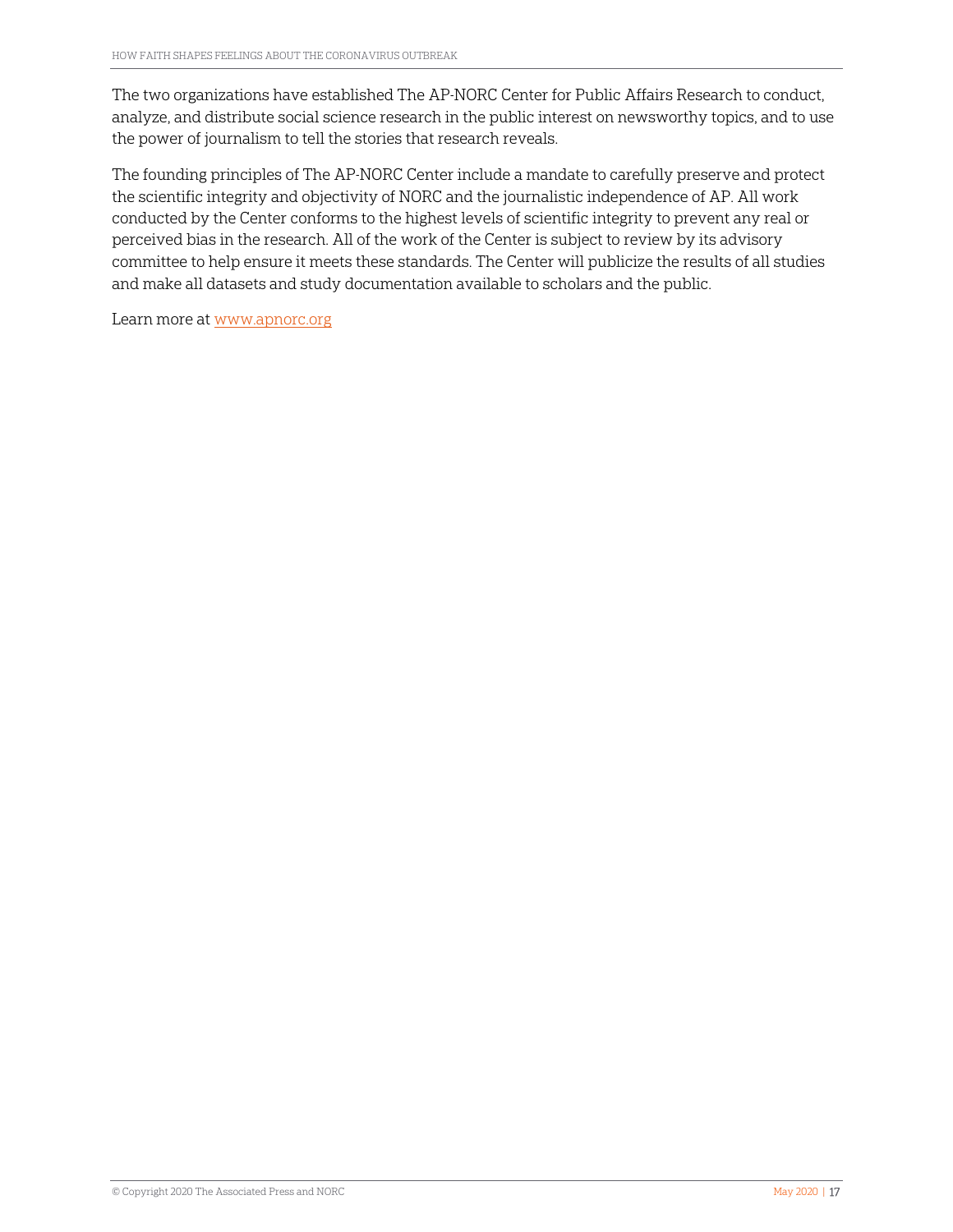The two organizations have established The AP-NORC Center for Public Affairs Research to conduct, analyze, and distribute social science research in the public interest on newsworthy topics, and to use the power of journalism to tell the stories that research reveals.

The founding principles of The AP-NORC Center include a mandate to carefully preserve and protect the scientific integrity and objectivity of NORC and the journalistic independence of AP. All work conducted by the Center conforms to the highest levels of scientific integrity to prevent any real or perceived bias in the research. All of the work of the Center is subject to review by its advisory committee to help ensure it meets these standards. The Center will publicize the results of all studies and make all datasets and study documentation available to scholars and the public.

Learn more at [www.apnorc.org](http://www.apnorc.org)